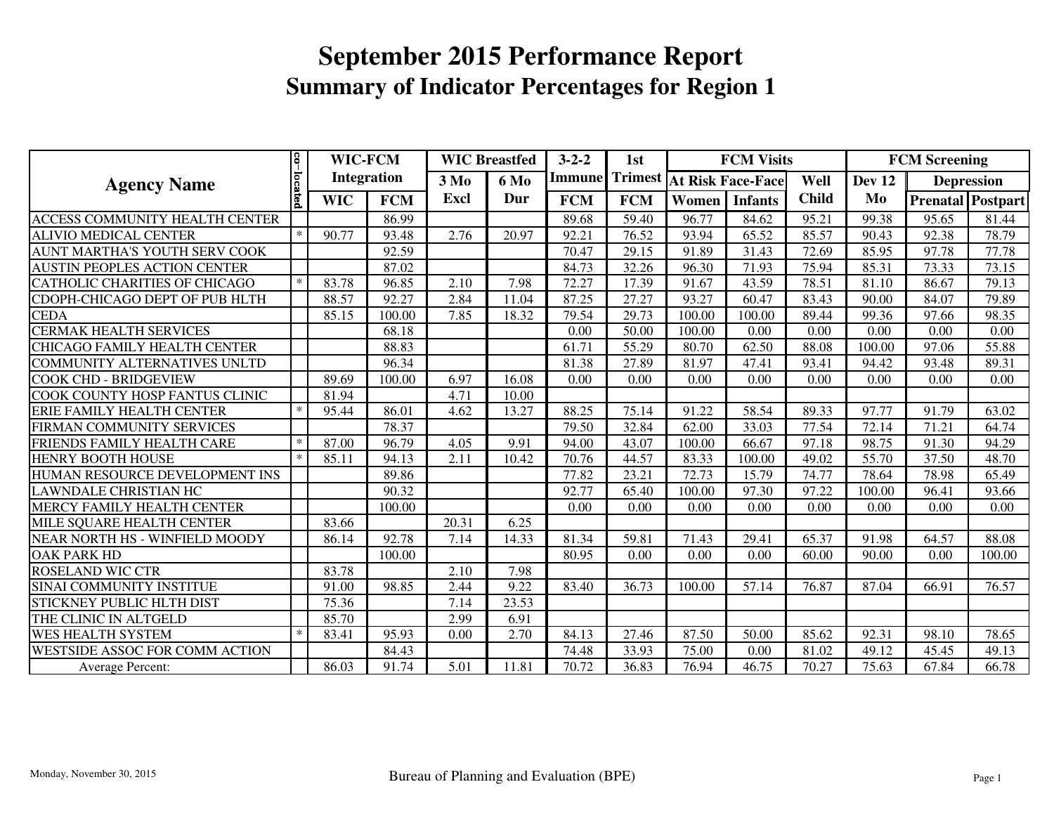# September 2015 Performance Report
## Summary of Indicator Percentages for Region 1

| Agency Name | co-located | WIC-FCM Integration | | WIC Breastfed | | 3-2-2 Immune | 1st Trimest | FCM Visits | | | FCM Screening | | |
|---|---|---|---|---|---|---|---|---|---|---|---|---|---|
| | | | | 3 Mo | 6 Mo | | | At Risk Face-Face | | Well | Dev 12 | Depression | |
| | | WIC | FCM | Excl | Dur | FCM | FCM | Women | Infants | Child | Mo | Prenatal | Postpart |
| ACCESS COMMUNITY HEALTH CENTER | | | 86.99 | | | 89.68 | 59.40 | 96.77 | 84.62 | 95.21 | 99.38 | 95.65 | 81.44 |
| ALIVIO MEDICAL CENTER | * | 90.77 | 93.48 | 2.76 | 20.97 | 92.21 | 76.52 | 93.94 | 65.52 | 85.57 | 90.43 | 92.38 | 78.79 |
| AUNT MARTHA'S YOUTH SERV COOK | | | 92.59 | | | 70.47 | 29.15 | 91.89 | 31.43 | 72.69 | 85.95 | 97.78 | 77.78 |
| AUSTIN PEOPLES ACTION CENTER | | | 87.02 | | | 84.73 | 32.26 | 96.30 | 71.93 | 75.94 | 85.31 | 73.33 | 73.15 |
| CATHOLIC CHARITIES OF CHICAGO | * | 83.78 | 96.85 | 2.10 | 7.98 | 72.27 | 17.39 | 91.67 | 43.59 | 78.51 | 81.10 | 86.67 | 79.13 |
| CDOPH-CHICAGO DEPT OF PUB HLTH | | 88.57 | 92.27 | 2.84 | 11.04 | 87.25 | 27.27 | 93.27 | 60.47 | 83.43 | 90.00 | 84.07 | 79.89 |
| CEDA | | 85.15 | 100.00 | 7.85 | 18.32 | 79.54 | 29.73 | 100.00 | 100.00 | 89.44 | 99.36 | 97.66 | 98.35 |
| CERMAK HEALTH SERVICES | | | 68.18 | | | 0.00 | 50.00 | 100.00 | 0.00 | 0.00 | 0.00 | 0.00 | 0.00 |
| CHICAGO FAMILY HEALTH CENTER | | | 88.83 | | | 61.71 | 55.29 | 80.70 | 62.50 | 88.08 | 100.00 | 97.06 | 55.88 |
| COMMUNITY ALTERNATIVES UNLTD | | | 96.34 | | | 81.38 | 27.89 | 81.97 | 47.41 | 93.41 | 94.42 | 93.48 | 89.31 |
| COOK CHD - BRIDGEVIEW | | 89.69 | 100.00 | 6.97 | 16.08 | 0.00 | 0.00 | 0.00 | 0.00 | 0.00 | 0.00 | 0.00 | 0.00 |
| COOK COUNTY HOSP FANTUS CLINIC | | 81.94 | | 4.71 | 10.00 | | | | | | | | |
| ERIE FAMILY HEALTH CENTER | * | 95.44 | 86.01 | 4.62 | 13.27 | 88.25 | 75.14 | 91.22 | 58.54 | 89.33 | 97.77 | 91.79 | 63.02 |
| FIRMAN COMMUNITY SERVICES | | | 78.37 | | | 79.50 | 32.84 | 62.00 | 33.03 | 77.54 | 72.14 | 71.21 | 64.74 |
| FRIENDS FAMILY HEALTH CARE | * | 87.00 | 96.79 | 4.05 | 9.91 | 94.00 | 43.07 | 100.00 | 66.67 | 97.18 | 98.75 | 91.30 | 94.29 |
| HENRY BOOTH HOUSE | * | 85.11 | 94.13 | 2.11 | 10.42 | 70.76 | 44.57 | 83.33 | 100.00 | 49.02 | 55.70 | 37.50 | 48.70 |
| HUMAN RESOURCE DEVELOPMENT INS | | | 89.86 | | | 77.82 | 23.21 | 72.73 | 15.79 | 74.77 | 78.64 | 78.98 | 65.49 |
| LAWNDALE CHRISTIAN HC | | | 90.32 | | | 92.77 | 65.40 | 100.00 | 97.30 | 97.22 | 100.00 | 96.41 | 93.66 |
| MERCY FAMILY HEALTH CENTER | | | 100.00 | | | 0.00 | 0.00 | 0.00 | 0.00 | 0.00 | 0.00 | 0.00 | 0.00 |
| MILE SQUARE HEALTH CENTER | | 83.66 | | 20.31 | 6.25 | | | | | | | | |
| NEAR NORTH HS - WINFIELD MOODY | | 86.14 | 92.78 | 7.14 | 14.33 | 81.34 | 59.81 | 71.43 | 29.41 | 65.37 | 91.98 | 64.57 | 88.08 |
| OAK PARK HD | | | 100.00 | | | 80.95 | 0.00 | 0.00 | 0.00 | 60.00 | 90.00 | 0.00 | 100.00 |
| ROSELAND WIC CTR | | 83.78 | | 2.10 | 7.98 | | | | | | | | |
| SINAI COMMUNITY INSTITUE | | 91.00 | 98.85 | 2.44 | 9.22 | 83.40 | 36.73 | 100.00 | 57.14 | 76.87 | 87.04 | 66.91 | 76.57 |
| STICKNEY PUBLIC HLTH DIST | | 75.36 | | 7.14 | 23.53 | | | | | | | | |
| THE CLINIC IN ALTGELD | | 85.70 | | 2.99 | 6.91 | | | | | | | | |
| WES HEALTH SYSTEM | * | 83.41 | 95.93 | 0.00 | 2.70 | 84.13 | 27.46 | 87.50 | 50.00 | 85.62 | 92.31 | 98.10 | 78.65 |
| WESTSIDE ASSOC FOR COMM ACTION | | | 84.43 | | | 74.48 | 33.93 | 75.00 | 0.00 | 81.02 | 49.12 | 45.45 | 49.13 |
| Average Percent: | | 86.03 | 91.74 | 5.01 | 11.81 | 70.72 | 36.83 | 76.94 | 46.75 | 70.27 | 75.63 | 67.84 | 66.78 |

Monday, November 30, 2015

Bureau of Planning and Evaluation (BPE)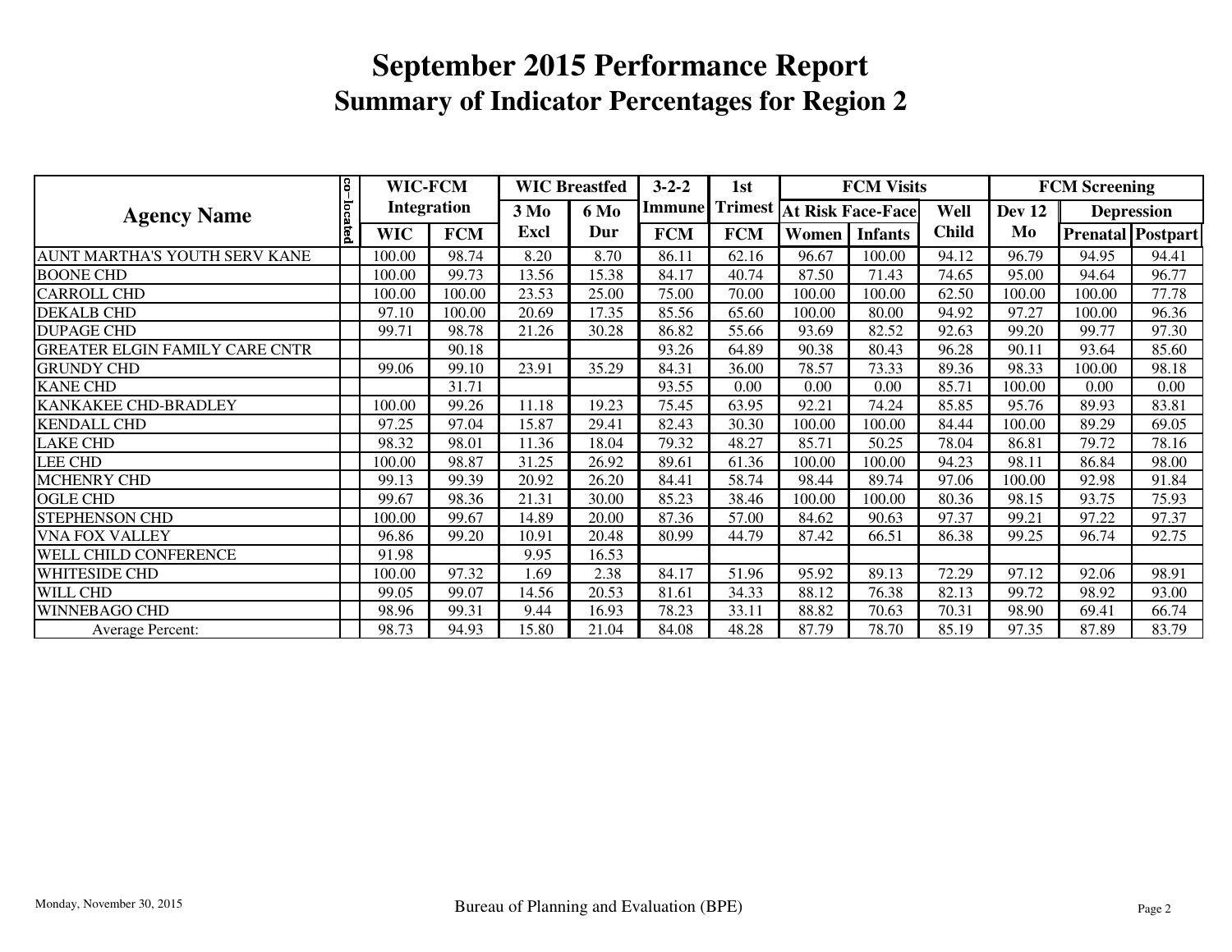# September 2015 Performance Report

## Summary of Indicator Percentages for Region 2

| Agency Name | co-located | WIC-FCM Integration | | WIC Breastfed | | 3-2-2 | 1st | FCM Visits | | | FCM Screening | | |
|---|---|---|---|---|---|---|---|---|---|---|---|---|---|
| | | | | 3 Mo | 6 Mo | Immune | Trimest | At Risk Face-Face | | Well | Dev 12 | Depression | |
| | | WIC | FCM | Excl | Dur | FCM | FCM | Women | Infants | Child | Mo | Prenatal | Postpart |
| AUNT MARTHA'S YOUTH SERV KANE | | 100.00 | 98.74 | 8.20 | 8.70 | 86.11 | 62.16 | 96.67 | 100.00 | 94.12 | 96.79 | 94.95 | 94.41 |
| BOONE CHD | | 100.00 | 99.73 | 13.56 | 15.38 | 84.17 | 40.74 | 87.50 | 71.43 | 74.65 | 95.00 | 94.64 | 96.77 |
| CARROLL CHD | | 100.00 | 100.00 | 23.53 | 25.00 | 75.00 | 70.00 | 100.00 | 100.00 | 62.50 | 100.00 | 100.00 | 77.78 |
| DEKALB CHD | | 97.10 | 100.00 | 20.69 | 17.35 | 85.56 | 65.60 | 100.00 | 80.00 | 94.92 | 97.27 | 100.00 | 96.36 |
| DUPAGE CHD | | 99.71 | 98.78 | 21.26 | 30.28 | 86.82 | 55.66 | 93.69 | 82.52 | 92.63 | 99.20 | 99.77 | 97.30 |
| GREATER ELGIN FAMILY CARE CNTR | | | 90.18 | | | 93.26 | 64.89 | 90.38 | 80.43 | 96.28 | 90.11 | 93.64 | 85.60 |
| GRUNDY CHD | | 99.06 | 99.10 | 23.91 | 35.29 | 84.31 | 36.00 | 78.57 | 73.33 | 89.36 | 98.33 | 100.00 | 98.18 |
| KANE CHD | | | 31.71 | | | 93.55 | 0.00 | 0.00 | 0.00 | 85.71 | 100.00 | 0.00 | 0.00 |
| KANKAKEE CHD-BRADLEY | | 100.00 | 99.26 | 11.18 | 19.23 | 75.45 | 63.95 | 92.21 | 74.24 | 85.85 | 95.76 | 89.93 | 83.81 |
| KENDALL CHD | | 97.25 | 97.04 | 15.87 | 29.41 | 82.43 | 30.30 | 100.00 | 100.00 | 84.44 | 100.00 | 89.29 | 69.05 |
| LAKE CHD | | 98.32 | 98.01 | 11.36 | 18.04 | 79.32 | 48.27 | 85.71 | 50.25 | 78.04 | 86.81 | 79.72 | 78.16 |
| LEE CHD | | 100.00 | 98.87 | 31.25 | 26.92 | 89.61 | 61.36 | 100.00 | 100.00 | 94.23 | 98.11 | 86.84 | 98.00 |
| MCHENRY CHD | | 99.13 | 99.39 | 20.92 | 26.20 | 84.41 | 58.74 | 98.44 | 89.74 | 97.06 | 100.00 | 92.98 | 91.84 |
| OGLE CHD | | 99.67 | 98.36 | 21.31 | 30.00 | 85.23 | 38.46 | 100.00 | 100.00 | 80.36 | 98.15 | 93.75 | 75.93 |
| STEPHENSON CHD | | 100.00 | 99.67 | 14.89 | 20.00 | 87.36 | 57.00 | 84.62 | 90.63 | 97.37 | 99.21 | 97.22 | 97.37 |
| VNA FOX VALLEY | | 96.86 | 99.20 | 10.91 | 20.48 | 80.99 | 44.79 | 87.42 | 66.51 | 86.38 | 99.25 | 96.74 | 92.75 |
| WELL CHILD CONFERENCE | | 91.98 | | 9.95 | 16.53 | | | | | | | | |
| WHITESIDE CHD | | 100.00 | 97.32 | 1.69 | 2.38 | 84.17 | 51.96 | 95.92 | 89.13 | 72.29 | 97.12 | 92.06 | 98.91 |
| WILL CHD | | 99.05 | 99.07 | 14.56 | 20.53 | 81.61 | 34.33 | 88.12 | 76.38 | 82.13 | 99.72 | 98.92 | 93.00 |
| WINNEBAGO CHD | | 98.96 | 99.31 | 9.44 | 16.93 | 78.23 | 33.11 | 88.82 | 70.63 | 70.31 | 98.90 | 69.41 | 66.74 |
| Average Percent: | | 98.73 | 94.93 | 15.80 | 21.04 | 84.08 | 48.28 | 87.79 | 78.70 | 85.19 | 97.35 | 87.89 | 83.79 |

Monday, November 30, 2015

Bureau of Planning and Evaluation (BPE)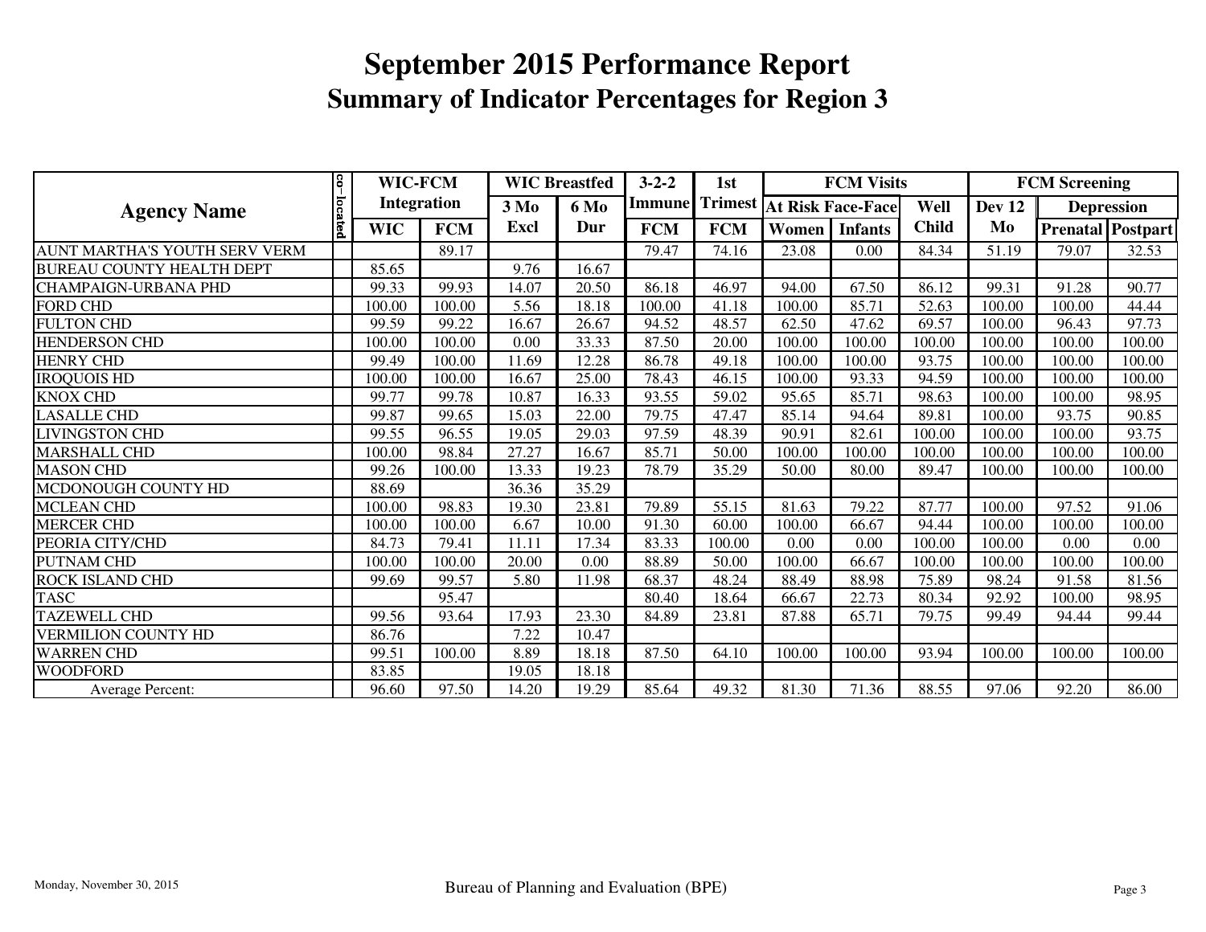# September 2015 Performance Report
## Summary of Indicator Percentages for Region 3

| Agency Name | co-located | WIC-FCM Integration | | WIC Breastfed | | 3-2-2 Immune | 1st Trimest | FCM Visits | | | FCM Screening | | |
|---|---|---|---|---|---|---|---|---|---|---|---|---|---|
| | | | | 3 Mo | 6 Mo | | | At Risk Face-Face | | Well | Dev 12 | Depression | |
| | | WIC | FCM | Excl | Dur | FCM | FCM | Women | Infants | Child | Mo | Prenatal | Postpart |
| AUNT MARTHA'S YOUTH SERV VERM | | | 89.17 | | | 79.47 | 74.16 | 23.08 | 0.00 | 84.34 | 51.19 | 79.07 | 32.53 |
| BUREAU COUNTY HEALTH DEPT | | 85.65 | | 9.76 | 16.67 | | | | | | | | |
| CHAMPAIGN-URBANA PHD | | 99.33 | 99.93 | 14.07 | 20.50 | 86.18 | 46.97 | 94.00 | 67.50 | 86.12 | 99.31 | 91.28 | 90.77 |
| FORD CHD | | 100.00 | 100.00 | 5.56 | 18.18 | 100.00 | 41.18 | 100.00 | 85.71 | 52.63 | 100.00 | 100.00 | 44.44 |
| FULTON CHD | | 99.59 | 99.22 | 16.67 | 26.67 | 94.52 | 48.57 | 62.50 | 47.62 | 69.57 | 100.00 | 96.43 | 97.73 |
| HENDERSON CHD | | 100.00 | 100.00 | 0.00 | 33.33 | 87.50 | 20.00 | 100.00 | 100.00 | 100.00 | 100.00 | 100.00 | 100.00 |
| HENRY CHD | | 99.49 | 100.00 | 11.69 | 12.28 | 86.78 | 49.18 | 100.00 | 100.00 | 93.75 | 100.00 | 100.00 | 100.00 |
| IROQUOIS HD | | 100.00 | 100.00 | 16.67 | 25.00 | 78.43 | 46.15 | 100.00 | 93.33 | 94.59 | 100.00 | 100.00 | 100.00 |
| KNOX CHD | | 99.77 | 99.78 | 10.87 | 16.33 | 93.55 | 59.02 | 95.65 | 85.71 | 98.63 | 100.00 | 100.00 | 98.95 |
| LASALLE CHD | | 99.87 | 99.65 | 15.03 | 22.00 | 79.75 | 47.47 | 85.14 | 94.64 | 89.81 | 100.00 | 93.75 | 90.85 |
| LIVINGSTON CHD | | 99.55 | 96.55 | 19.05 | 29.03 | 97.59 | 48.39 | 90.91 | 82.61 | 100.00 | 100.00 | 100.00 | 93.75 |
| MARSHALL CHD | | 100.00 | 98.84 | 27.27 | 16.67 | 85.71 | 50.00 | 100.00 | 100.00 | 100.00 | 100.00 | 100.00 | 100.00 |
| MASON CHD | | 99.26 | 100.00 | 13.33 | 19.23 | 78.79 | 35.29 | 50.00 | 80.00 | 89.47 | 100.00 | 100.00 | 100.00 |
| MCDONOUGH COUNTY HD | | 88.69 | | 36.36 | 35.29 | | | | | | | | |
| MCLEAN CHD | | 100.00 | 98.83 | 19.30 | 23.81 | 79.89 | 55.15 | 81.63 | 79.22 | 87.77 | 100.00 | 97.52 | 91.06 |
| MERCER CHD | | 100.00 | 100.00 | 6.67 | 10.00 | 91.30 | 60.00 | 100.00 | 66.67 | 94.44 | 100.00 | 100.00 | 100.00 |
| PEORIA CITY/CHD | | 84.73 | 79.41 | 11.11 | 17.34 | 83.33 | 100.00 | 0.00 | 0.00 | 100.00 | 100.00 | 0.00 | 0.00 |
| PUTNAM CHD | | 100.00 | 100.00 | 20.00 | 0.00 | 88.89 | 50.00 | 100.00 | 66.67 | 100.00 | 100.00 | 100.00 | 100.00 |
| ROCK ISLAND CHD | | 99.69 | 99.57 | 5.80 | 11.98 | 68.37 | 48.24 | 88.49 | 88.98 | 75.89 | 98.24 | 91.58 | 81.56 |
| TASC | | | 95.47 | | | 80.40 | 18.64 | 66.67 | 22.73 | 80.34 | 92.92 | 100.00 | 98.95 |
| TAZEWELL CHD | | 99.56 | 93.64 | 17.93 | 23.30 | 84.89 | 23.81 | 87.88 | 65.71 | 79.75 | 99.49 | 94.44 | 99.44 |
| VERMILION COUNTY HD | | 86.76 | | 7.22 | 10.47 | | | | | | | | |
| WARREN CHD | | 99.51 | 100.00 | 8.89 | 18.18 | 87.50 | 64.10 | 100.00 | 100.00 | 93.94 | 100.00 | 100.00 | 100.00 |
| WOODFORD | | 83.85 | | 19.05 | 18.18 | | | | | | | | |
| Average Percent: | | 96.60 | 97.50 | 14.20 | 19.29 | 85.64 | 49.32 | 81.30 | 71.36 | 88.55 | 97.06 | 92.20 | 86.00 |

Monday, November 30, 2015

Bureau of Planning and Evaluation (BPE)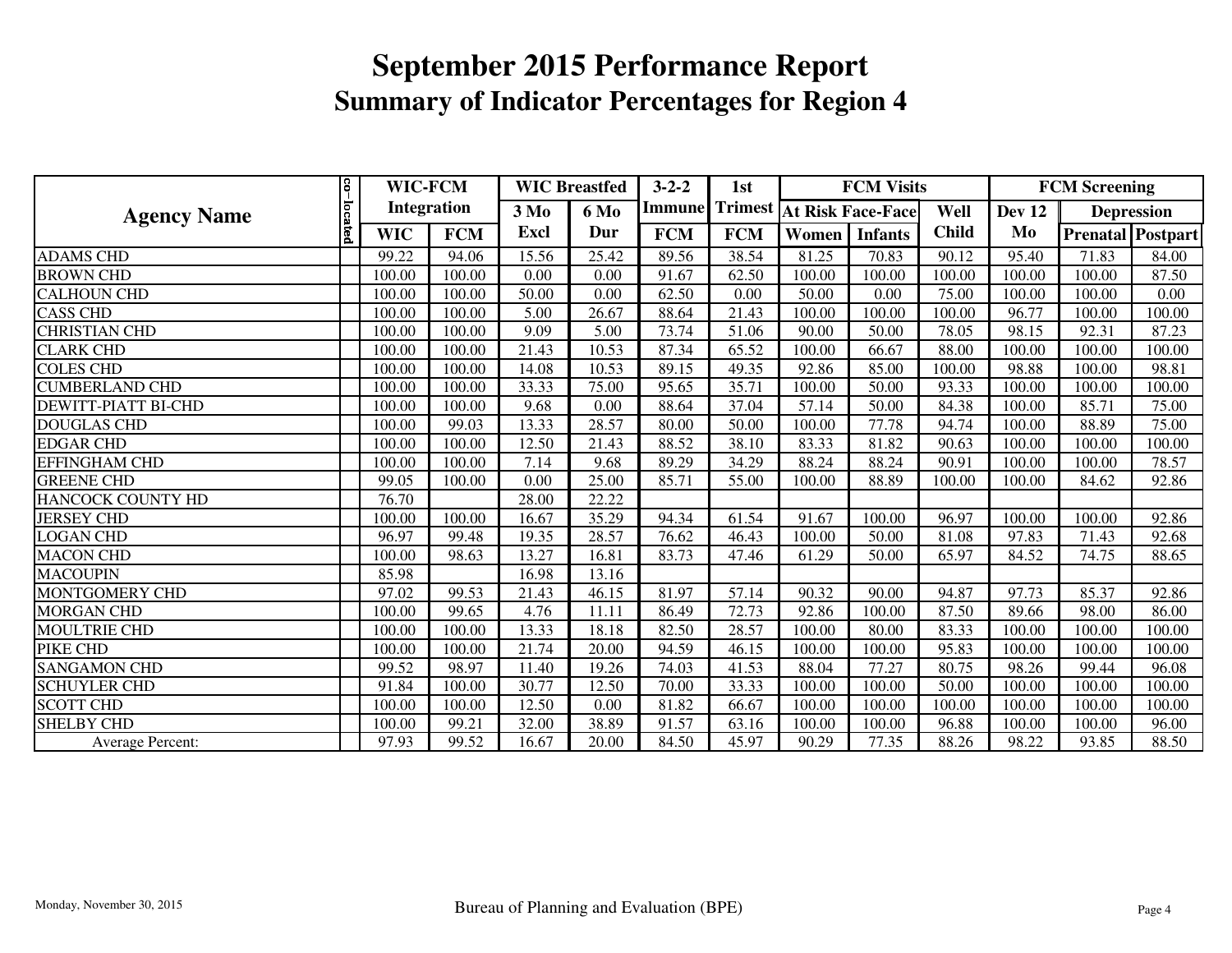# September 2015 Performance Report

## Summary of Indicator Percentages for Region 4

| Agency Name | co-located | WIC-FCM Integration | | WIC Breastfed | | 3-2-2 Immune | 1st Trimest | FCM Visits | | | FCM Screening | | |
|---|---|---|---|---|---|---|---|---|---|---|---|---|---|
| | | | | 3 Mo | 6 Mo | | | At Risk Face-Face | | Well | Dev 12 | Depression | |
| | | WIC | FCM | Excl | Dur | FCM | FCM | Women | Infants | Child | Mo | Prenatal | Postpart |
| ADAMS CHD | | 99.22 | 94.06 | 15.56 | 25.42 | 89.56 | 38.54 | 81.25 | 70.83 | 90.12 | 95.40 | 71.83 | 84.00 |
| BROWN CHD | | 100.00 | 100.00 | 0.00 | 0.00 | 91.67 | 62.50 | 100.00 | 100.00 | 100.00 | 100.00 | 100.00 | 87.50 |
| CALHOUN CHD | | 100.00 | 100.00 | 50.00 | 0.00 | 62.50 | 0.00 | 50.00 | 0.00 | 75.00 | 100.00 | 100.00 | 0.00 |
| CASS CHD | | 100.00 | 100.00 | 5.00 | 26.67 | 88.64 | 21.43 | 100.00 | 100.00 | 100.00 | 96.77 | 100.00 | 100.00 |
| CHRISTIAN CHD | | 100.00 | 100.00 | 9.09 | 5.00 | 73.74 | 51.06 | 90.00 | 50.00 | 78.05 | 98.15 | 92.31 | 87.23 |
| CLARK CHD | | 100.00 | 100.00 | 21.43 | 10.53 | 87.34 | 65.52 | 100.00 | 66.67 | 88.00 | 100.00 | 100.00 | 100.00 |
| COLES CHD | | 100.00 | 100.00 | 14.08 | 10.53 | 89.15 | 49.35 | 92.86 | 85.00 | 100.00 | 98.88 | 100.00 | 98.81 |
| CUMBERLAND CHD | | 100.00 | 100.00 | 33.33 | 75.00 | 95.65 | 35.71 | 100.00 | 50.00 | 93.33 | 100.00 | 100.00 | 100.00 |
| DEWITT-PIATT BI-CHD | | 100.00 | 100.00 | 9.68 | 0.00 | 88.64 | 37.04 | 57.14 | 50.00 | 84.38 | 100.00 | 85.71 | 75.00 |
| DOUGLAS CHD | | 100.00 | 99.03 | 13.33 | 28.57 | 80.00 | 50.00 | 100.00 | 77.78 | 94.74 | 100.00 | 88.89 | 75.00 |
| EDGAR CHD | | 100.00 | 100.00 | 12.50 | 21.43 | 88.52 | 38.10 | 83.33 | 81.82 | 90.63 | 100.00 | 100.00 | 100.00 |
| EFFINGHAM CHD | | 100.00 | 100.00 | 7.14 | 9.68 | 89.29 | 34.29 | 88.24 | 88.24 | 90.91 | 100.00 | 100.00 | 78.57 |
| GREENE CHD | | 99.05 | 100.00 | 0.00 | 25.00 | 85.71 | 55.00 | 100.00 | 88.89 | 100.00 | 100.00 | 84.62 | 92.86 |
| HANCOCK COUNTY HD | | 76.70 | | 28.00 | 22.22 | | | | | | | | |
| JERSEY CHD | | 100.00 | 100.00 | 16.67 | 35.29 | 94.34 | 61.54 | 91.67 | 100.00 | 96.97 | 100.00 | 100.00 | 92.86 |
| LOGAN CHD | | 96.97 | 99.48 | 19.35 | 28.57 | 76.62 | 46.43 | 100.00 | 50.00 | 81.08 | 97.83 | 71.43 | 92.68 |
| MACON CHD | | 100.00 | 98.63 | 13.27 | 16.81 | 83.73 | 47.46 | 61.29 | 50.00 | 65.97 | 84.52 | 74.75 | 88.65 |
| MACOUPIN | | 85.98 | | 16.98 | 13.16 | | | | | | | | |
| MONTGOMERY CHD | | 97.02 | 99.53 | 21.43 | 46.15 | 81.97 | 57.14 | 90.32 | 90.00 | 94.87 | 97.73 | 85.37 | 92.86 |
| MORGAN CHD | | 100.00 | 99.65 | 4.76 | 11.11 | 86.49 | 72.73 | 92.86 | 100.00 | 87.50 | 89.66 | 98.00 | 86.00 |
| MOULTRIE CHD | | 100.00 | 100.00 | 13.33 | 18.18 | 82.50 | 28.57 | 100.00 | 80.00 | 83.33 | 100.00 | 100.00 | 100.00 |
| PIKE CHD | | 100.00 | 100.00 | 21.74 | 20.00 | 94.59 | 46.15 | 100.00 | 100.00 | 95.83 | 100.00 | 100.00 | 100.00 |
| SANGAMON CHD | | 99.52 | 98.97 | 11.40 | 19.26 | 74.03 | 41.53 | 88.04 | 77.27 | 80.75 | 98.26 | 99.44 | 96.08 |
| SCHUYLER CHD | | 91.84 | 100.00 | 30.77 | 12.50 | 70.00 | 33.33 | 100.00 | 100.00 | 50.00 | 100.00 | 100.00 | 100.00 |
| SCOTT CHD | | 100.00 | 100.00 | 12.50 | 0.00 | 81.82 | 66.67 | 100.00 | 100.00 | 100.00 | 100.00 | 100.00 | 100.00 |
| SHELBY CHD | | 100.00 | 99.21 | 32.00 | 38.89 | 91.57 | 63.16 | 100.00 | 100.00 | 96.88 | 100.00 | 100.00 | 96.00 |
| Average Percent: | | 97.93 | 99.52 | 16.67 | 20.00 | 84.50 | 45.97 | 90.29 | 77.35 | 88.26 | 98.22 | 93.85 | 88.50 |

Monday, November 30, 2015 — Bureau of Planning and Evaluation (BPE)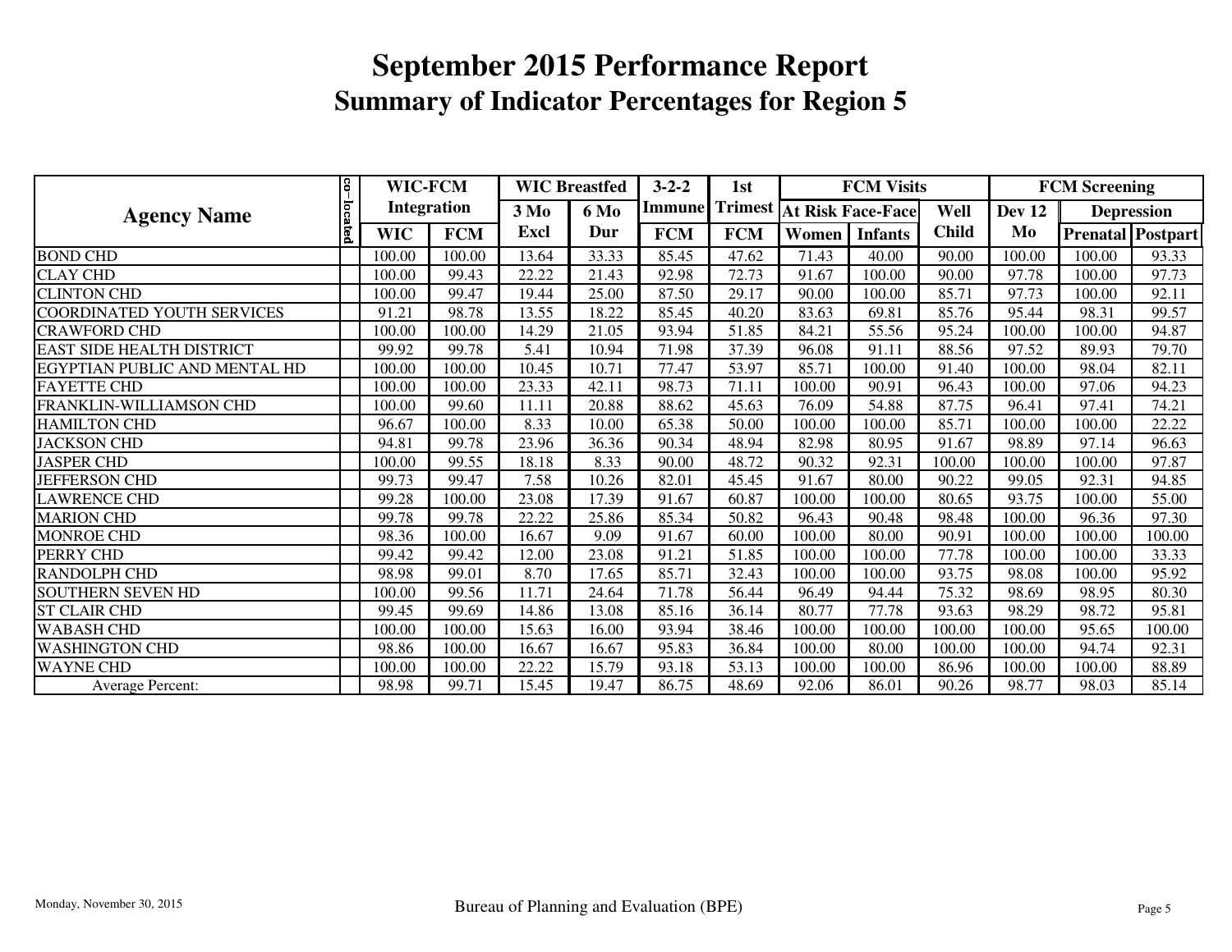# September 2015 Performance Report
## Summary of Indicator Percentages for Region 5

| Agency Name | co-located | WIC-FCM Integration | | WIC Breastfed | | 3-2-2 | 1st | FCM Visits | | | FCM Screening | | |
|---|---|---|---|---|---|---|---|---|---|---|---|---|---|
| | | | | 3 Mo | 6 Mo | Immune | Trimest | At Risk Face-Face | | Well | Dev 12 | Depression | |
| | | WIC | FCM | Excl | Dur | FCM | FCM | Women | Infants | Child | Mo | Prenatal | Postpart |
| BOND CHD | | 100.00 | 100.00 | 13.64 | 33.33 | 85.45 | 47.62 | 71.43 | 40.00 | 90.00 | 100.00 | 100.00 | 93.33 |
| CLAY CHD | | 100.00 | 99.43 | 22.22 | 21.43 | 92.98 | 72.73 | 91.67 | 100.00 | 90.00 | 97.78 | 100.00 | 97.73 |
| CLINTON CHD | | 100.00 | 99.47 | 19.44 | 25.00 | 87.50 | 29.17 | 90.00 | 100.00 | 85.71 | 97.73 | 100.00 | 92.11 |
| COORDINATED YOUTH SERVICES | | 91.21 | 98.78 | 13.55 | 18.22 | 85.45 | 40.20 | 83.63 | 69.81 | 85.76 | 95.44 | 98.31 | 99.57 |
| CRAWFORD CHD | | 100.00 | 100.00 | 14.29 | 21.05 | 93.94 | 51.85 | 84.21 | 55.56 | 95.24 | 100.00 | 100.00 | 94.87 |
| EAST SIDE HEALTH DISTRICT | | 99.92 | 99.78 | 5.41 | 10.94 | 71.98 | 37.39 | 96.08 | 91.11 | 88.56 | 97.52 | 89.93 | 79.70 |
| EGYPTIAN PUBLIC AND MENTAL HD | | 100.00 | 100.00 | 10.45 | 10.71 | 77.47 | 53.97 | 85.71 | 100.00 | 91.40 | 100.00 | 98.04 | 82.11 |
| FAYETTE CHD | | 100.00 | 100.00 | 23.33 | 42.11 | 98.73 | 71.11 | 100.00 | 90.91 | 96.43 | 100.00 | 97.06 | 94.23 |
| FRANKLIN-WILLIAMSON CHD | | 100.00 | 99.60 | 11.11 | 20.88 | 88.62 | 45.63 | 76.09 | 54.88 | 87.75 | 96.41 | 97.41 | 74.21 |
| HAMILTON CHD | | 96.67 | 100.00 | 8.33 | 10.00 | 65.38 | 50.00 | 100.00 | 100.00 | 85.71 | 100.00 | 100.00 | 22.22 |
| JACKSON CHD | | 94.81 | 99.78 | 23.96 | 36.36 | 90.34 | 48.94 | 82.98 | 80.95 | 91.67 | 98.89 | 97.14 | 96.63 |
| JASPER CHD | | 100.00 | 99.55 | 18.18 | 8.33 | 90.00 | 48.72 | 90.32 | 92.31 | 100.00 | 100.00 | 100.00 | 97.87 |
| JEFFERSON CHD | | 99.73 | 99.47 | 7.58 | 10.26 | 82.01 | 45.45 | 91.67 | 80.00 | 90.22 | 99.05 | 92.31 | 94.85 |
| LAWRENCE CHD | | 99.28 | 100.00 | 23.08 | 17.39 | 91.67 | 60.87 | 100.00 | 100.00 | 80.65 | 93.75 | 100.00 | 55.00 |
| MARION CHD | | 99.78 | 99.78 | 22.22 | 25.86 | 85.34 | 50.82 | 96.43 | 90.48 | 98.48 | 100.00 | 96.36 | 97.30 |
| MONROE CHD | | 98.36 | 100.00 | 16.67 | 9.09 | 91.67 | 60.00 | 100.00 | 80.00 | 90.91 | 100.00 | 100.00 | 100.00 |
| PERRY CHD | | 99.42 | 99.42 | 12.00 | 23.08 | 91.21 | 51.85 | 100.00 | 100.00 | 77.78 | 100.00 | 100.00 | 33.33 |
| RANDOLPH CHD | | 98.98 | 99.01 | 8.70 | 17.65 | 85.71 | 32.43 | 100.00 | 100.00 | 93.75 | 98.08 | 100.00 | 95.92 |
| SOUTHERN SEVEN HD | | 100.00 | 99.56 | 11.71 | 24.64 | 71.78 | 56.44 | 96.49 | 94.44 | 75.32 | 98.69 | 98.95 | 80.30 |
| ST CLAIR CHD | | 99.45 | 99.69 | 14.86 | 13.08 | 85.16 | 36.14 | 80.77 | 77.78 | 93.63 | 98.29 | 98.72 | 95.81 |
| WABASH CHD | | 100.00 | 100.00 | 15.63 | 16.00 | 93.94 | 38.46 | 100.00 | 100.00 | 100.00 | 100.00 | 95.65 | 100.00 |
| WASHINGTON CHD | | 98.86 | 100.00 | 16.67 | 16.67 | 95.83 | 36.84 | 100.00 | 80.00 | 100.00 | 100.00 | 94.74 | 92.31 |
| WAYNE CHD | | 100.00 | 100.00 | 22.22 | 15.79 | 93.18 | 53.13 | 100.00 | 100.00 | 86.96 | 100.00 | 100.00 | 88.89 |
| Average Percent: | | 98.98 | 99.71 | 15.45 | 19.47 | 86.75 | 48.69 | 92.06 | 86.01 | 90.26 | 98.77 | 98.03 | 85.14 |

Monday, November 30, 2015 — Bureau of Planning and Evaluation (BPE)